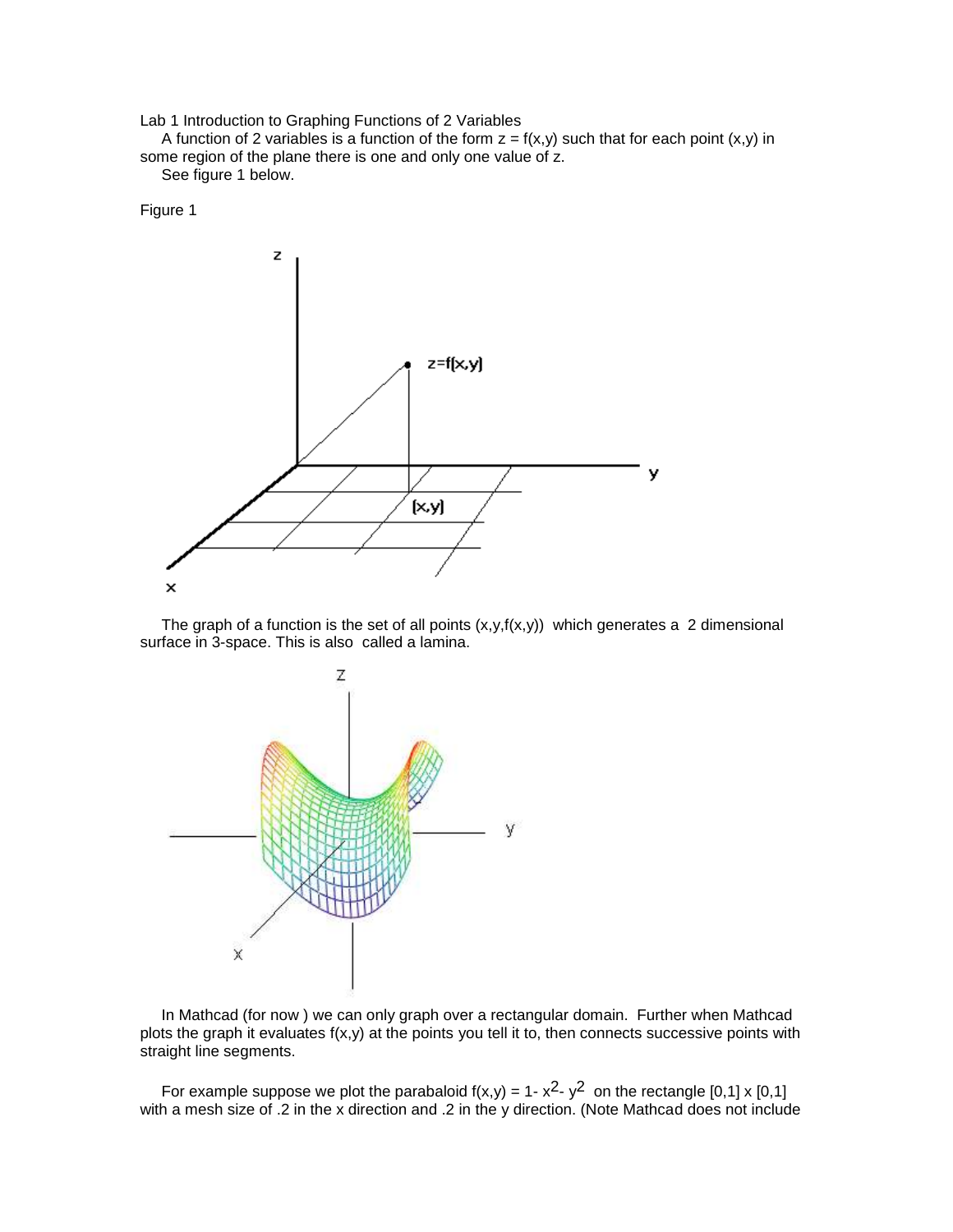Lab 1 Introduction to Graphing Functions of 2 Variables

A function of 2 variables is a function of the form $z = f(x,y)$ such that for each point $(x,y)$ in some region of the plane there is one and only one value of z.

See figure 1 below.

Figure 1

The graph of a function is the set of all points $(x,y,f(x,y))$ which generates a 2 dimensional surface in 3-space. This is also called a lamina.

In Mathcad (for now ) we can only graph over a rectangular domain. Further when Mathcad plots the graph it evaluates $f(x,y)$ at the points you tell it to, then connects successive points with straight line segments.

For example suppose we plot the parabaloid $f(x,y) = 1 - x^2 - y^2$ on the rectangle $[0,1] \times [0,1]$ with a mesh size of .2 in the x direction and .2 in the y direction. (Note Mathcad does not include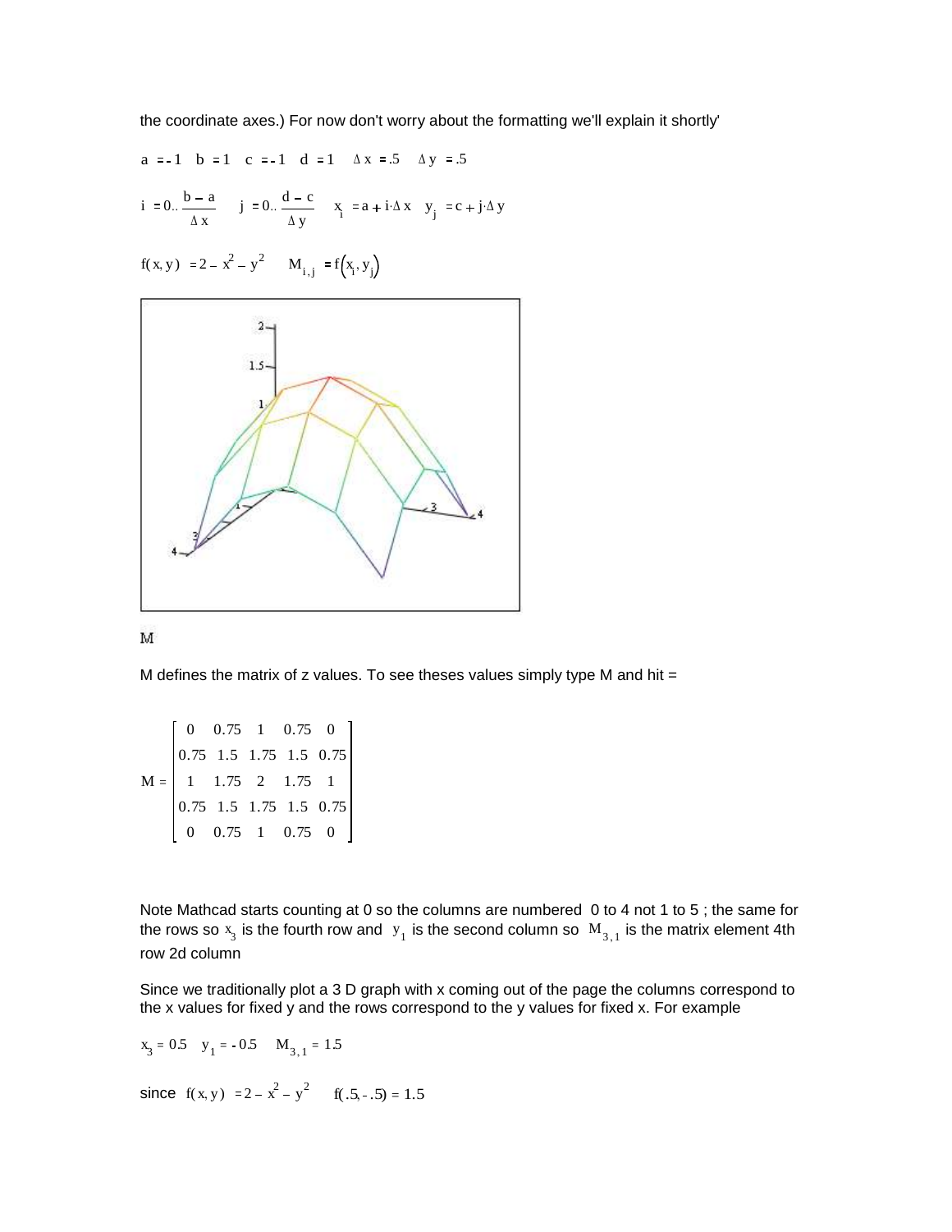the coordinate axes.) For now don't worry about the formatting we'll explain it shortly'

$a := -1 \quad b := 1 \quad c := -1 \quad d := 1 \quad \Delta x := .5 \quad \Delta y := .5$

$i := 0..\dfrac{b-a}{\Delta x} \quad j := 0..\dfrac{d-c}{\Delta y} \quad x_i := a + i \cdot \Delta x \quad y_j := c + j \cdot \Delta y$

$f(x,y) := 2 - x^2 - y^2 \quad M_{i,j} := f(x_i, y_j)$

M

M defines the matrix of z values. To see theses values simply type M and hit =

$$M = \begin{bmatrix} 0 & 0.75 & 1 & 0.75 & 0 \\ 0.75 & 1.5 & 1.75 & 1.5 & 0.75 \\ 1 & 1.75 & 2 & 1.75 & 1 \\ 0.75 & 1.5 & 1.75 & 1.5 & 0.75 \\ 0 & 0.75 & 1 & 0.75 & 0 \end{bmatrix}$$

Note Mathcad starts counting at 0 so the columns are numbered 0 to 4 not 1 to 5 ; the same for the rows so $x_3$ is the fourth row and $y_1$ is the second column so $M_{3,1}$ is the matrix element 4th row 2d column

Since we traditionally plot a 3 D graph with x coming out of the page the columns correspond to the x values for fixed y and the rows correspond to the y values for fixed x. For example

$x_3 = 0.5 \quad y_1 = -0.5 \quad M_{3,1} = 1.5$

since $f(x,y) := 2 - x^2 - y^2 \quad f(.5,-.5) = 1.5$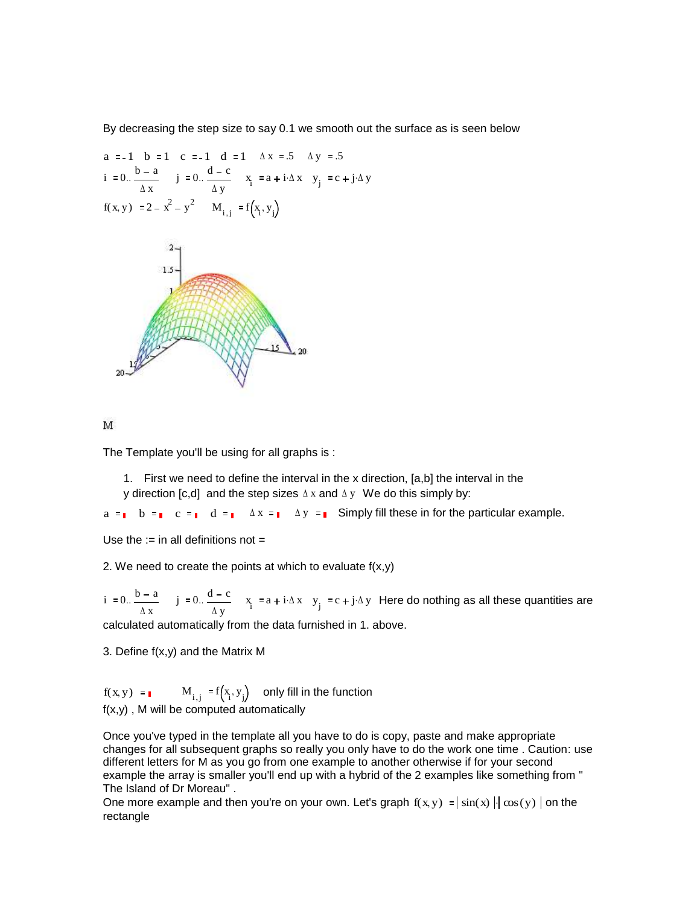By decreasing the step size to say 0.1 we smooth out the surface as is seen below

$a := -1 \quad b := 1 \quad c := -1 \quad d := 1 \quad \Delta x := .5 \quad \Delta y := .5$

$i := 0 .. \frac{b-a}{\Delta x} \quad j := 0 .. \frac{d-c}{\Delta y} \quad x_i := a + i \cdot \Delta x \quad y_j := c + j \cdot \Delta y$

$f(x,y) := 2 - x^2 - y^2 \quad M_{i,j} := f(x_i, y_j)$

M

The Template you'll be using for all graphs is :

1. First we need to define the interval in the x direction, [a,b] the interval in the y direction [c,d] and the step sizes $\Delta x$ and $\Delta y$ We do this simply by:

$a := \quad b := \quad c := \quad d := \quad \Delta x := \quad \Delta y :=$ Simply fill these in for the particular example.

Use the := in all definitions not =

2. We need to create the points at which to evaluate f(x,y)

$i := 0 .. \frac{b-a}{\Delta x} \quad j := 0 .. \frac{d-c}{\Delta y} \quad x_i := a + i \cdot \Delta x \quad y_j := c + j \cdot \Delta y$ Here do nothing as all these quantities are calculated automatically from the data furnished in 1. above.

3. Define f(x,y) and the Matrix M

$f(x,y) := \quad M_{i,j} := f(x_i, y_j)$ only fill in the function f(x,y) , M will be computed automatically

Once you've typed in the template all you have to do is copy, paste and make appropriate changes for all subsequent graphs so really you only have to do the work one time . Caution: use different letters for M as you go from one example to another otherwise if for your second example the array is smaller you'll end up with a hybrid of the 2 examples like something from " The Island of Dr Moreau" .

One more example and then you're on your own. Let's graph $f(x,y) = |\sin(x)| \cdot |\cos(y)|$ on the rectangle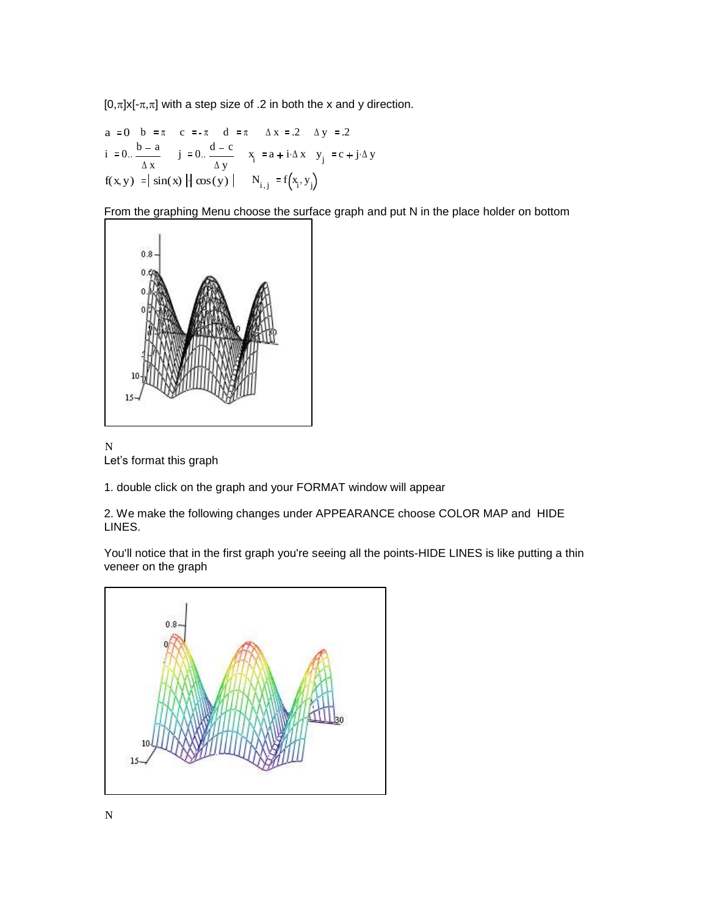$[0,\pi] \times [-\pi,\pi]$ with a step size of .2 in both the x and y direction.

$$a := 0 \quad b := \pi \quad c := -\pi \quad d := \pi \quad \Delta x := .2 \quad \Delta y := .2$$

$$i := 0 .. \frac{b-a}{\Delta x} \quad j := 0 .. \frac{d-c}{\Delta y} \quad x_i := a + i \cdot \Delta x \quad y_j := c + j \cdot \Delta y$$

$$f(x,y) := |\sin(x)| \cdot |\cos(y)| \quad N_{i,j} := f(x_i, y_j)$$

From the graphing Menu choose the surface graph and put N in the place holder on bottom

N

Let's format this graph

1. double click on the graph and your FORMAT window will appear

2. We make the following changes under APPEARANCE choose COLOR MAP and HIDE LINES.

You'll notice that in the first graph you're seeing all the points-HIDE LINES is like putting a thin veneer on the graph

N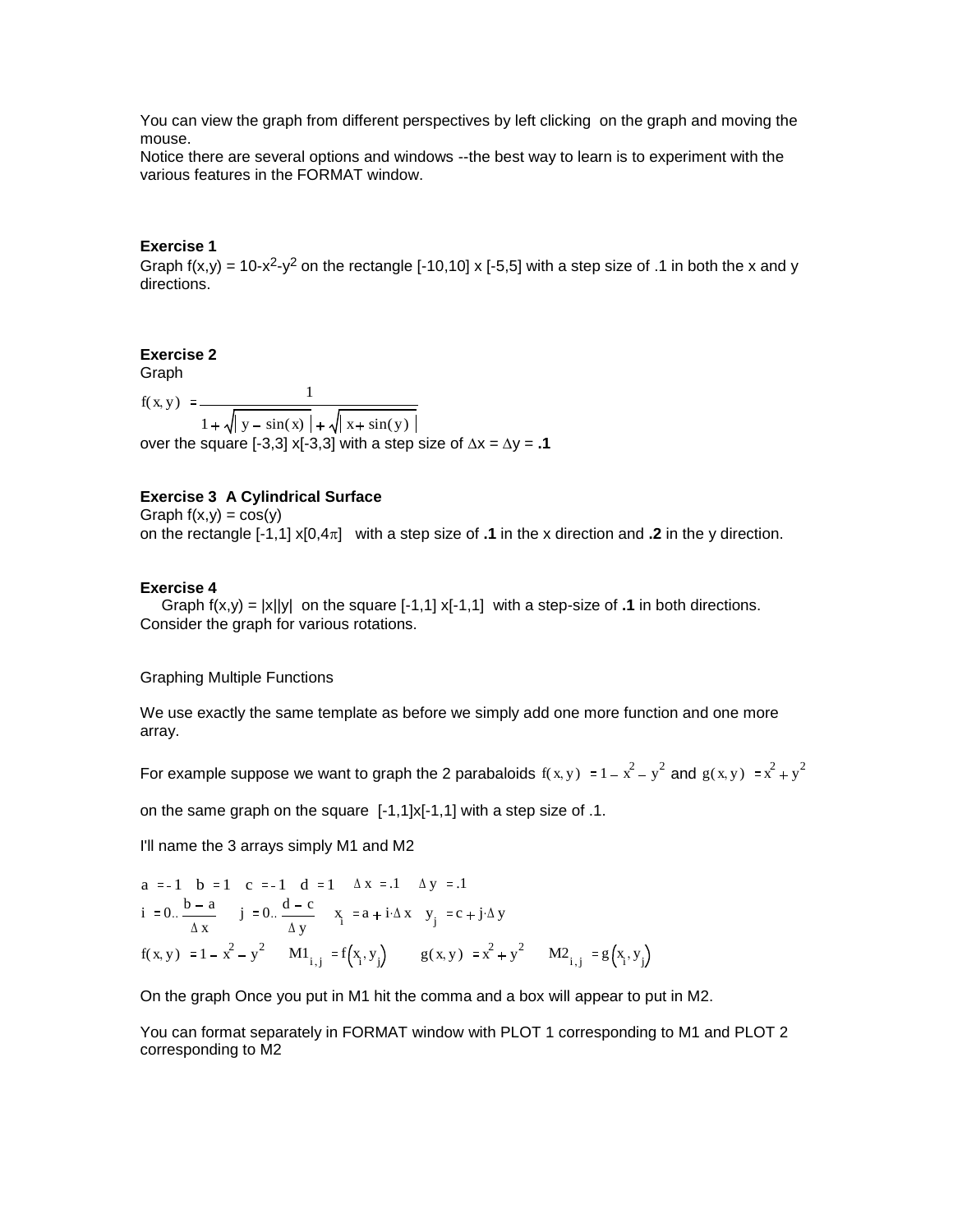You can view the graph from different perspectives by left clicking on the graph and moving the mouse.
Notice there are several options and windows --the best way to learn is to experiment with the various features in the FORMAT window.

**Exercise 1**
Graph $f(x,y) = 10-x^2-y^2$ on the rectangle [-10,10] x [-5,5] with a step size of .1 in both the x and y directions.

**Exercise 2**
Graph

$$f(x,y) = \frac{1}{1+\sqrt{|y-\sin(x)|}+\sqrt{|x+\sin(y)|}}$$

over the square [-3,3] x[-3,3] with a step size of $\Delta x = \Delta y =$ **.1**

**Exercise 3 A Cylindrical Surface**
Graph $f(x,y) = \cos(y)$
on the rectangle [-1,1] x[0,4$\pi$] with a step size of **.1** in the x direction and **.2** in the y direction.

**Exercise 4**
Graph $f(x,y) = |x||y|$ on the square [-1,1] x[-1,1] with a step-size of **.1** in both directions. Consider the graph for various rotations.

Graphing Multiple Functions

We use exactly the same template as before we simply add one more function and one more array.

For example suppose we want to graph the 2 parabaloids $f(x,y) = 1 - x^2 - y^2$ and $g(x,y) = x^2 + y^2$

on the same graph on the square [-1,1]x[-1,1] with a step size of .1.

I'll name the 3 arrays simply M1 and M2

$$a = -1 \quad b = 1 \quad c = -1 \quad d = 1 \quad \Delta x = .1 \quad \Delta y = .1$$

$$i = 0 .. \frac{b-a}{\Delta x} \quad j = 0 .. \frac{d-c}{\Delta y} \quad x_i = a + i \cdot \Delta x \quad y_j = c + j \cdot \Delta y$$

$$f(x,y) = 1 - x^2 - y^2 \quad M1_{i,j} = f\left(x_i, y_j\right) \quad g(x,y) = x^2 + y^2 \quad M2_{i,j} = g\left(x_i, y_j\right)$$

On the graph Once you put in M1 hit the comma and a box will appear to put in M2.

You can format separately in FORMAT window with PLOT 1 corresponding to M1 and PLOT 2 corresponding to M2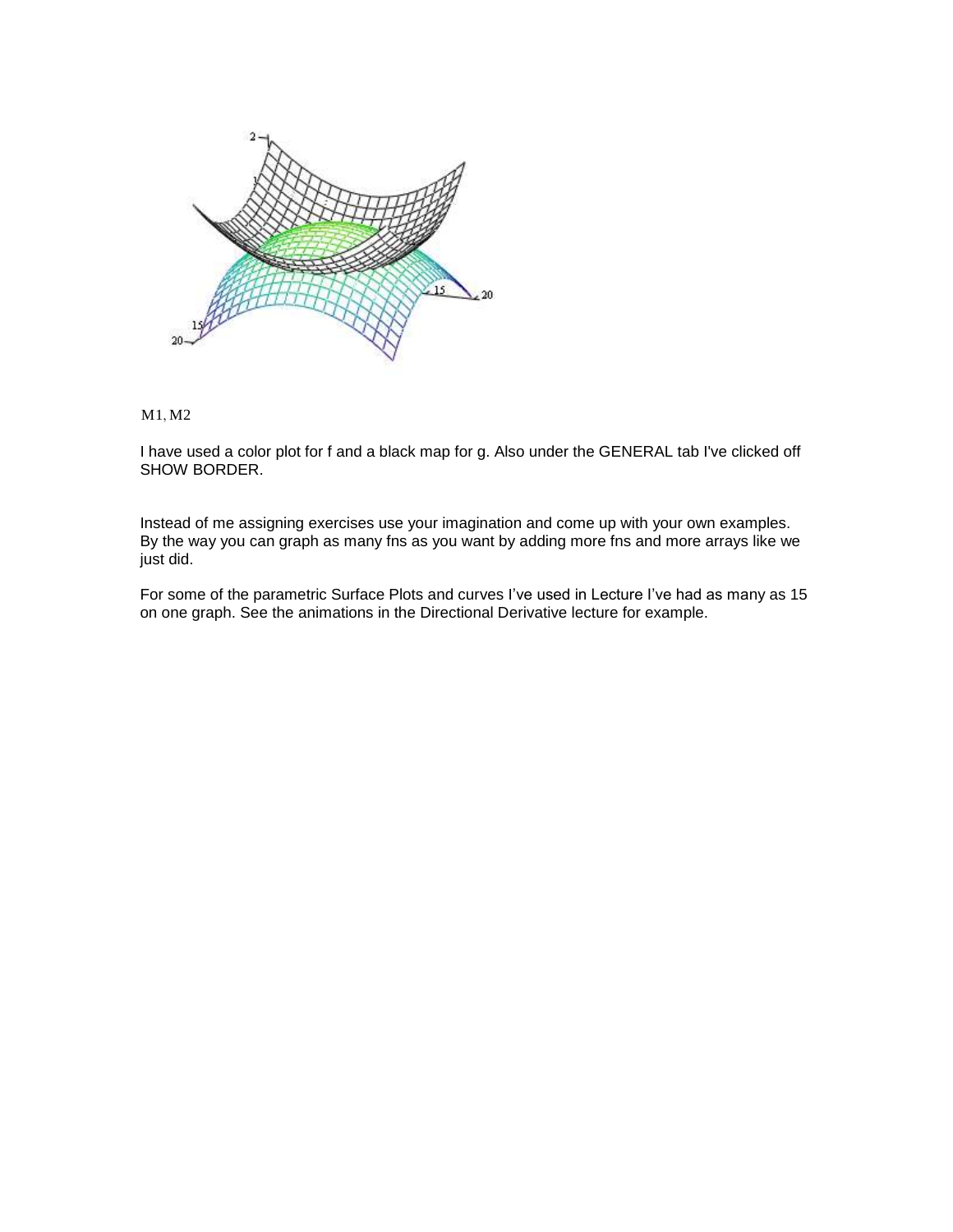2

1

15

20

15

20

M1, M2

I have used a color plot for f and a black map for g. Also under the GENERAL tab I've clicked off SHOW BORDER.

Instead of me assigning exercises use your imagination and come up with your own examples. By the way you can graph as many fns as you want by adding more fns and more arrays like we just did.

For some of the parametric Surface Plots and curves I've used in Lecture I've had as many as 15 on one graph. See the animations in the Directional Derivative lecture for example.